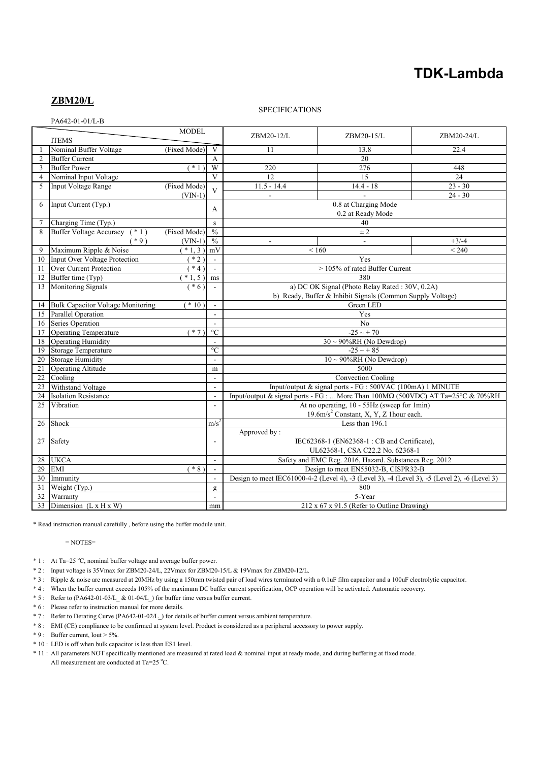**TDK-Lambda**

## ZBM20/L

SPECIFICATIONS

PA642-01-01/L-B

| | ITEMS | MODEL | | ZBM20-12/L | ZBM20-15/L | ZBM20-24/L |
|---|---|---|---|---|---|---|
| 1 | Nominal Buffer Voltage | (Fixed Mode) | V | 11 | 13.8 | 22.4 |
| 2 | Buffer Current | | A | 20 | | |
| 3 | Buffer Power | ( * 1 ) | W | 220 | 276 | 448 |
| 4 | Nominal Input Voltage | | V | 12 | 15 | 24 |
| 5 | Input Voltage Range | (Fixed Mode) | V | 11.5 - 14.4 | 14.4 - 18 | 23 - 30 |
| | | (VIN-1) | | - | - | 24 - 30 |
| 6 | Input Current (Typ.) | | A | 0.8 at Charging Mode<br>0.2 at Ready Mode | | |
| 7 | Charging Time (Typ.) | | s | 40 | | |
| 8 | Buffer Voltage Accuracy ( * 1 ) | (Fixed Mode) | % | ± 2 | | |
| | ( * 9 ) | (VIN-1) | % | - | - | +3/-4 |
| 9 | Maximum Ripple & Noise | ( * 1, 3 ) | mV | < 160 | | < 240 |
| 10 | Input Over Voltage Protection | ( * 2 ) | - | Yes | | |
| 11 | Over Current Protection | ( * 4 ) | - | > 105% of rated Buffer Current | | |
| 12 | Buffer time (Typ) | ( * 1, 5 ) | ms | 380 | | |
| 13 | Monitoring Signals | ( * 6 ) | - | a) DC OK Signal (Photo Relay Rated : 30V, 0.2A)<br>b) Ready, Buffer & Inhibit Signals (Common Supply Voltage) | | |
| 14 | Bulk Capacitor Voltage Monitoring | ( * 10 ) | - | Green LED | | |
| 15 | Parallel Operation | | - | Yes | | |
| 16 | Series Operation | | - | No | | |
| 17 | Operating Temperature | ( * 7 ) | °C | -25 ~ + 70 | | |
| 18 | Operating Humidity | | - | 30 ~ 90%RH (No Dewdrop) | | |
| 19 | Storage Temperature | | °C | -25 ~ + 85 | | |
| 20 | Storage Humidity | | - | 10 ~ 90%RH (No Dewdrop) | | |
| 21 | Operating Altitude | | m | 5000 | | |
| 22 | Cooling | | - | Convection Cooling | | |
| 23 | Withstand Voltage | | - | Input/output & signal ports - FG : 500VAC (100mA) 1 MINUTE | | |
| 24 | Isolation Resistance | | - | Input/output & signal ports - FG : ... More Than 100MΩ (500VDC) AT Ta=25°C & 70%RH | | |
| 25 | Vibration | | - | At no operating, 10 - 55Hz (sweep for 1min)<br>19.6m/s$^2$ Constant, X, Y, Z 1hour each. | | |
| 26 | Shock | | m/s$^2$ | Less than 196.1 | | |
| 27 | Safety | | - | Approved by :<br>IEC62368-1 (EN62368-1 : CB and Certificate),<br>UL62368-1, CSA C22.2 No. 62368-1 | | |
| 28 | UKCA | | - | Safety and EMC Reg. 2016, Hazard. Substances Reg. 2012 | | |
| 29 | EMI | ( * 8 ) | - | Design to meet EN55032-B, CISPR32-B | | |
| 30 | Immunity | | - | Design to meet IEC61000-4-2 (Level 4), -3 (Level 3), -4 (Level 3), -5 (Level 2), -6 (Level 3) | | |
| 31 | Weight (Typ.) | | g | 800 | | |
| 32 | Warranty | | - | 5-Year | | |
| 33 | Dimension (L x H x W) | | mm | 212 x 67 x 91.5 (Refer to Outline Drawing) | | |

* Read instruction manual carefully , before using the buffer module unit.

= NOTES=

* 1 : At Ta=25 °C, nominal buffer voltage and average buffer power.
* 2 : Input voltage is 35Vmax for ZBM20-24/L, 22Vmax for ZBM20-15/L & 19Vmax for ZBM20-12/L.
* 3 : Ripple & noise are measured at 20MHz by using a 150mm twisted pair of load wires terminated with a 0.1uF film capacitor and a 100uF electrolytic capacitor.
* 4 : When the buffer current exceeds 105% of the maximum DC buffer current specification, OCP operation will be activated. Automatic recovery.
* 5 : Refer to (PA642-01-03/L_ & 01-04/L_) for buffer time versus buffer current.
* 6 : Please refer to instruction manual for more details.
* 7 : Refer to Derating Curve (PA642-01-02/L_) for details of buffer current versus ambient temperature.
* 8 : EMI (CE) compliance to be confirmed at system level. Product is considered as a peripheral accessory to power supply.
* 9 : Buffer current, Iout > 5%.
* 10 : LED is off when bulk capacitor is less than ES1 level.
* 11 : All parameters NOT specifically mentioned are measured at rated load & nominal input at ready mode, and during buffering at fixed mode.
  All measurement are conducted at Ta=25 °C.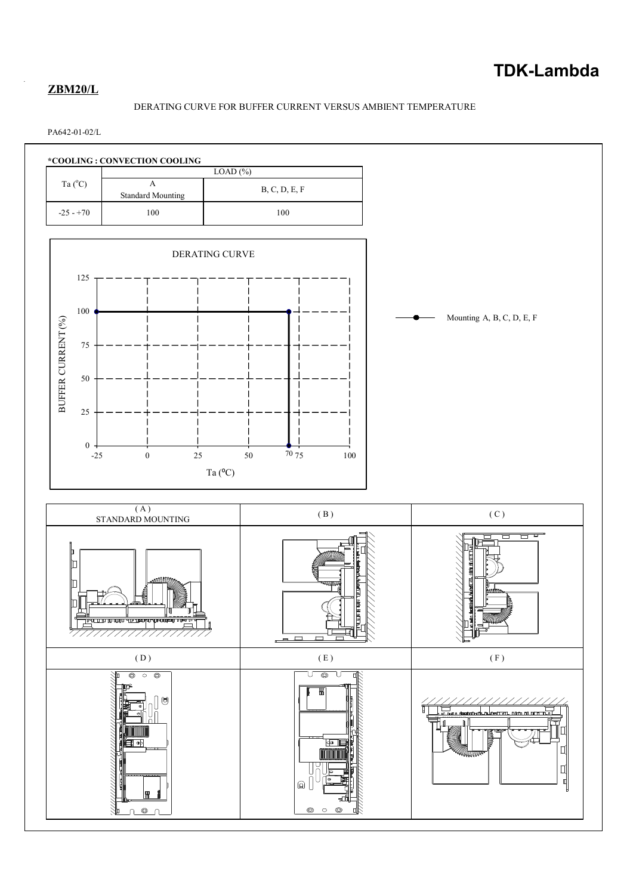**ZBM20/L**

DERATING CURVE FOR BUFFER CURRENT VERSUS AMBIENT TEMPERATURE

PA642-01-02/L

**\*COOLING : CONVECTION COOLING**

| Ta (°C) | LOAD (%) | |
|---|---|---|
| | A Standard Mounting | B, C, D, E, F |
| -25 - +70 | 100 | 100 |

DERATING CURVE

BUFFER CURRENT (%)

Ta (°C)

Mounting A, B, C, D, E, F

| (A) STANDARD MOUNTING | (B) | (C) |
|---|---|---|
| (D) | (E) | (F) |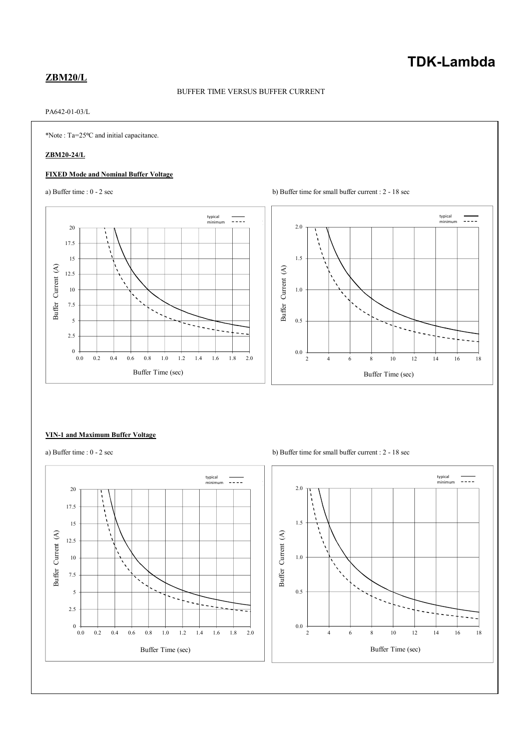**ZBM20/L**

BUFFER TIME VERSUS BUFFER CURRENT

PA642-01-03/L

*Note : Ta=25ºC and initial capacitance.

**ZBM20-24/L**

**FIXED Mode and Nominal Buffer Voltage**

a) Buffer time : 0 - 2 sec

b) Buffer time for small buffer current : 2 - 18 sec

**VIN-1 and Maximum Buffer Voltage**

a) Buffer time : 0 - 2 sec

b) Buffer time for small buffer current : 2 - 18 sec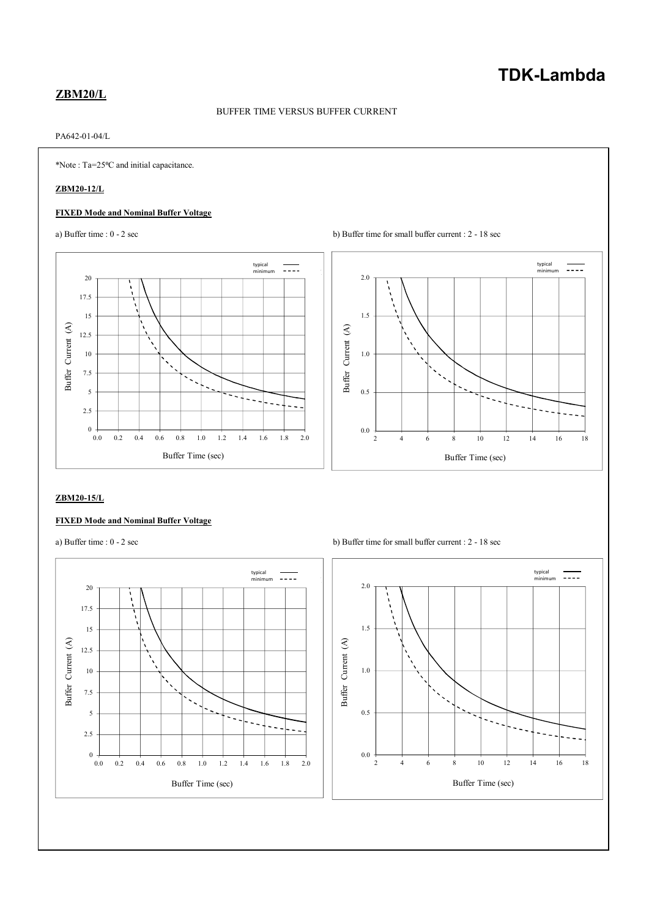**ZBM20/L**

BUFFER TIME VERSUS BUFFER CURRENT

PA642-01-04/L

*Note : Ta=25ºC and initial capacitance.

**ZBM20-12/L**

**FIXED Mode and Nominal Buffer Voltage**

a) Buffer time : 0 - 2 sec

typical
minimum

Buffer Current (A)

20
17.5
15
12.5
10
7.5
5
2.5
0

0.0 0.2 0.4 0.6 0.8 1.0 1.2 1.4 1.6 1.8 2.0

Buffer Time (sec)

b) Buffer time for small buffer current : 2 - 18 sec

typical
minimum

Buffer Current (A)

2.0
1.5
1.0
0.5
0.0

2 4 6 8 10 12 14 16 18

Buffer Time (sec)

**ZBM20-15/L**

**FIXED Mode and Nominal Buffer Voltage**

a) Buffer time : 0 - 2 sec

typical
minimum

Buffer Current (A)

20
17.5
15
12.5
10
7.5
5
2.5
0

0.0 0.2 0.4 0.6 0.8 1.0 1.2 1.4 1.6 1.8 2.0

Buffer Time (sec)

b) Buffer time for small buffer current : 2 - 18 sec

typical
minimum

Buffer Current (A)

2.0
1.5
1.0
0.5
0.0

2 4 6 8 10 12 14 16 18

Buffer Time (sec)